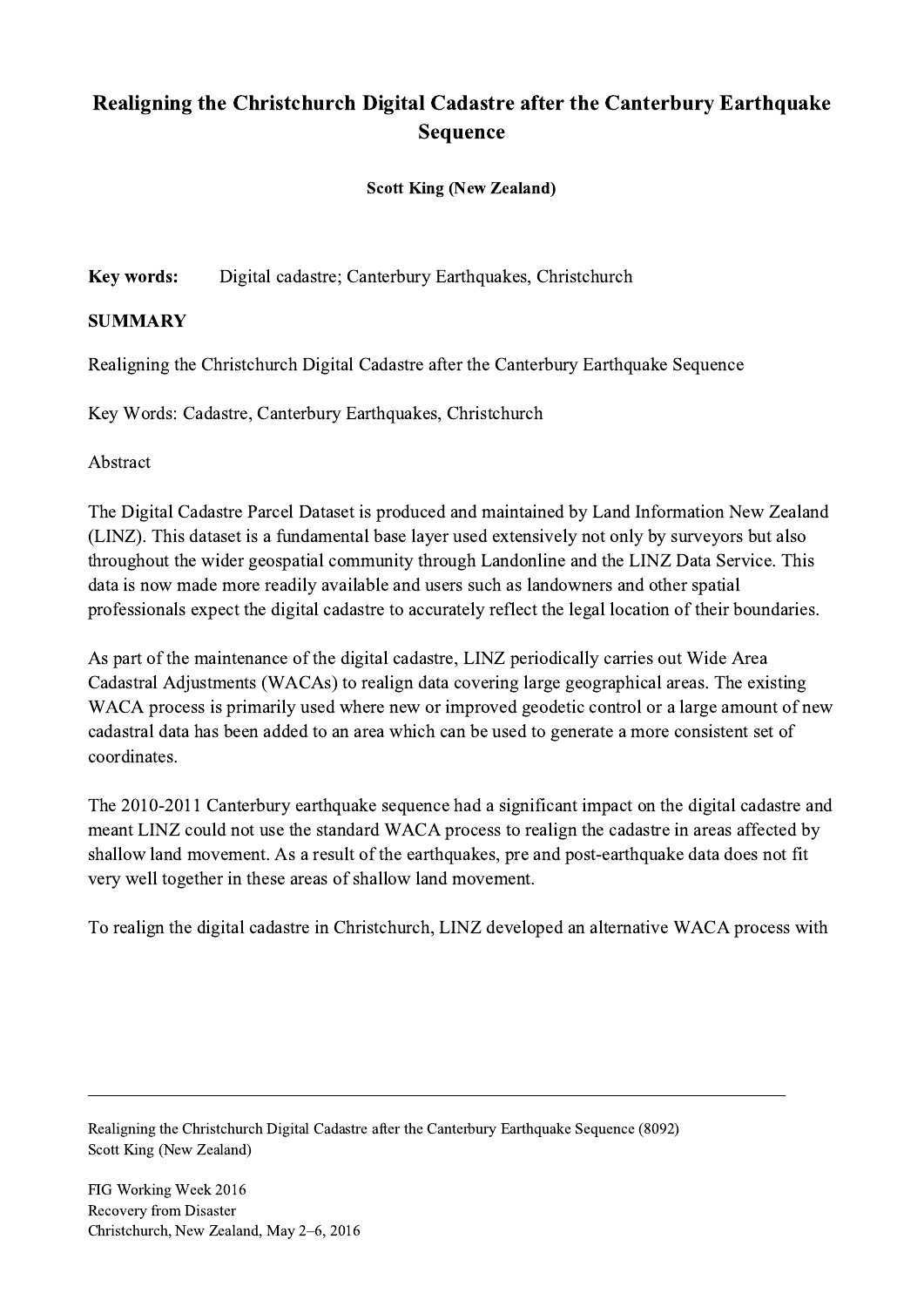# Realigning the Christchurch Digital Cadastre after the Canterbury Earthquake Sequence

**Scott King (New Zealand)**

**Key words:** Digital cadastre; Canterbury Earthquakes, Christchurch

## SUMMARY

Realigning the Christchurch Digital Cadastre after the Canterbury Earthquake Sequence

Key Words: Cadastre, Canterbury Earthquakes, Christchurch

Abstract

The Digital Cadastre Parcel Dataset is produced and maintained by Land Information New Zealand (LINZ). This dataset is a fundamental base layer used extensively not only by surveyors but also throughout the wider geospatial community through Landonline and the LINZ Data Service. This data is now made more readily available and users such as landowners and other spatial professionals expect the digital cadastre to accurately reflect the legal location of their boundaries.

As part of the maintenance of the digital cadastre, LINZ periodically carries out Wide Area Cadastral Adjustments (WACAs) to realign data covering large geographical areas. The existing WACA process is primarily used where new or improved geodetic control or a large amount of new cadastral data has been added to an area which can be used to generate a more consistent set of coordinates.

The 2010-2011 Canterbury earthquake sequence had a significant impact on the digital cadastre and meant LINZ could not use the standard WACA process to realign the cadastre in areas affected by shallow land movement. As a result of the earthquakes, pre and post-earthquake data does not fit very well together in these areas of shallow land movement.

To realign the digital cadastre in Christchurch, LINZ developed an alternative WACA process with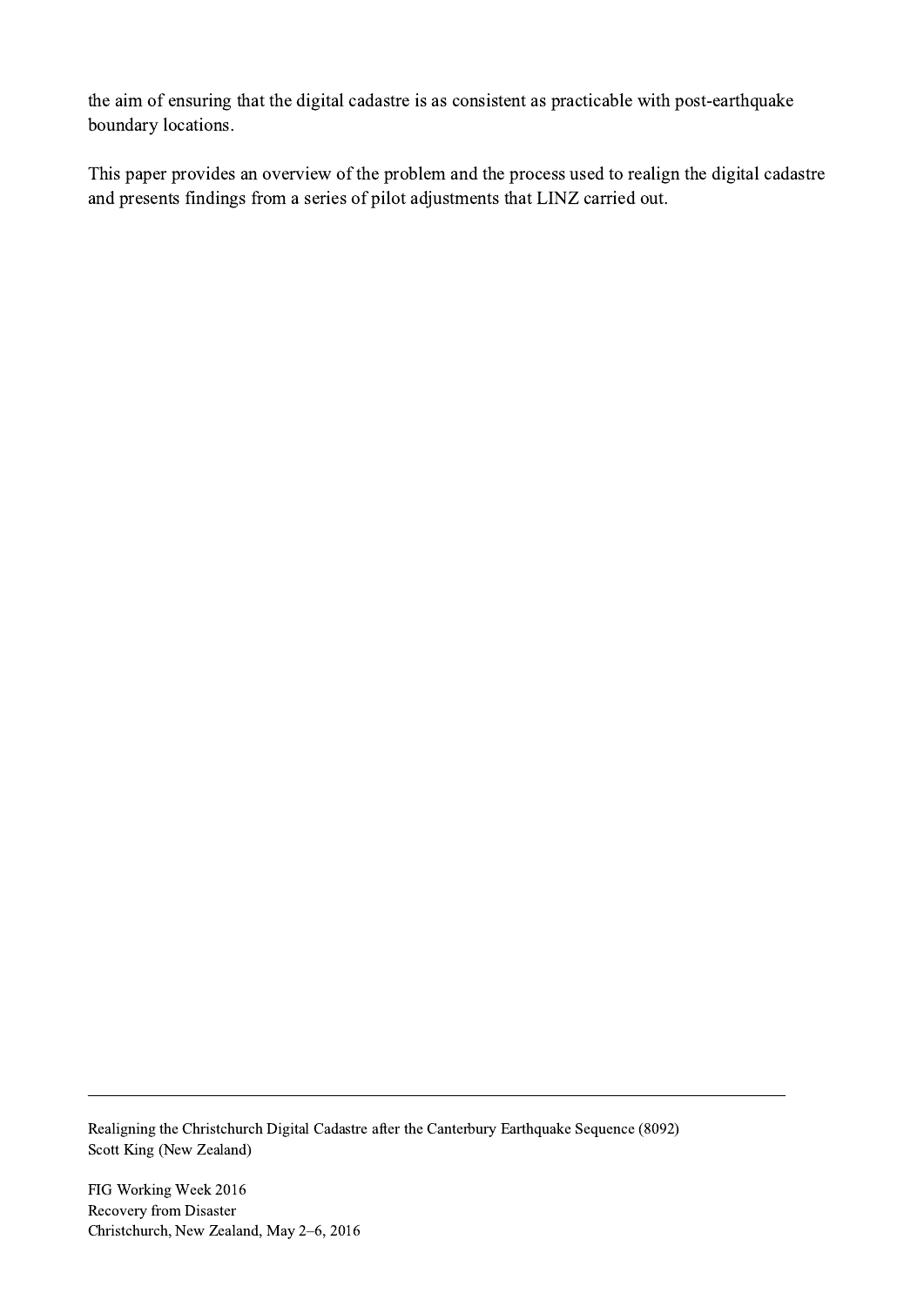the aim of ensuring that the digital cadastre is as consistent as practicable with post-earthquake boundary locations.

This paper provides an overview of the problem and the process used to realign the digital cadastre and presents findings from a series of pilot adjustments that LINZ carried out.